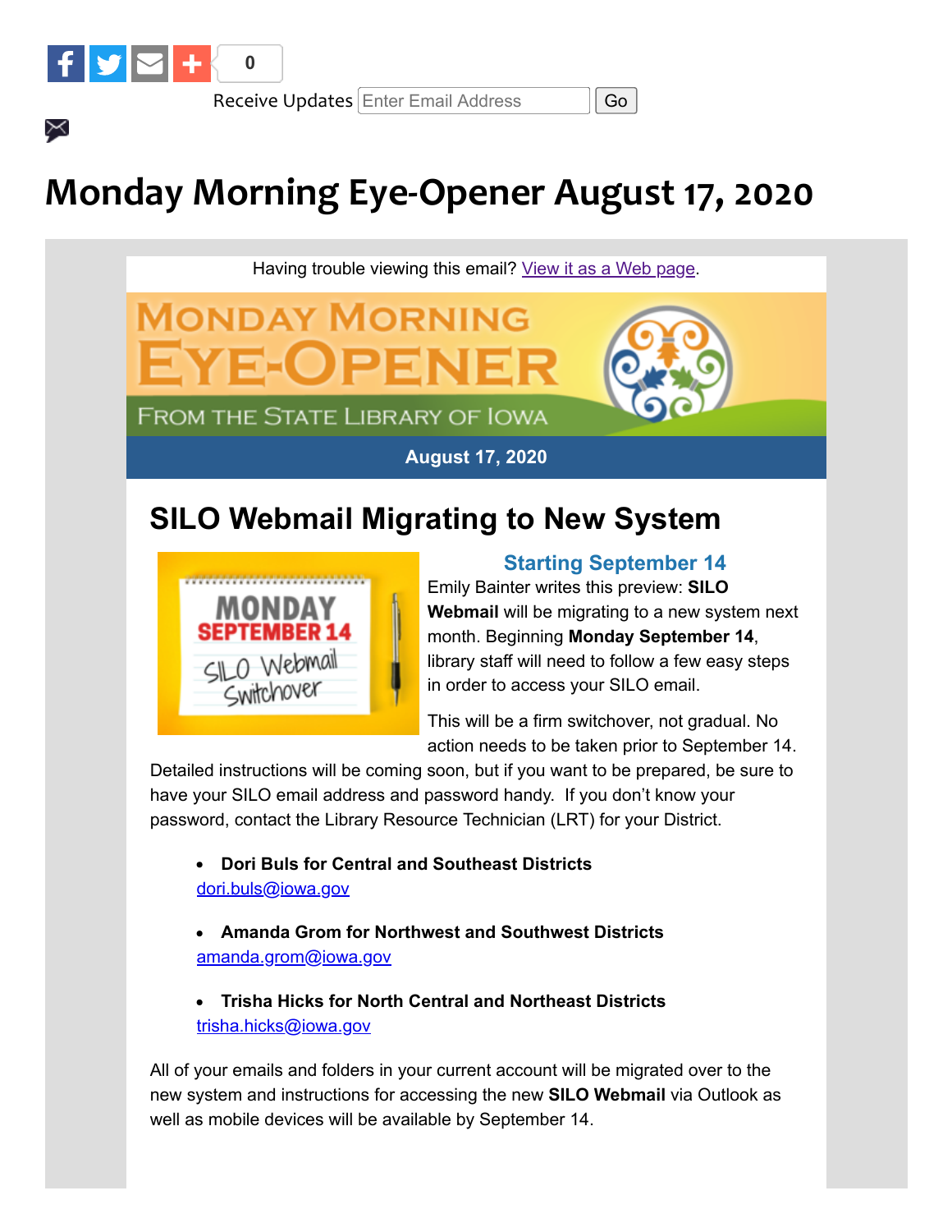0

Receive Updates Enter Email Address Go

# Monday Morning Eye-Opener August 17, 2020

Having trouble viewing this email? View it as a Web page.

MONDAY MORNING EYE-OPENER

FROM THE STATE LIBRARY OF IOWA

August 17, 2020

## SILO Webmail Migrating to New System

### Starting September 14

Emily Bainter writes this preview: **SILO Webmail** will be migrating to a new system next month. Beginning **Monday September 14**, library staff will need to follow a few easy steps in order to access your SILO email.

This will be a firm switchover, not gradual. No action needs to be taken prior to September 14. Detailed instructions will be coming soon, but if you want to be prepared, be sure to have your SILO email address and password handy. If you don't know your password, contact the Library Resource Technician (LRT) for your District.

- **Dori Buls for Central and Southeast Districts**
  dori.buls@iowa.gov
- **Amanda Grom for Northwest and Southwest Districts**
  amanda.grom@iowa.gov
- **Trisha Hicks for North Central and Northeast Districts**
  trisha.hicks@iowa.gov

All of your emails and folders in your current account will be migrated over to the new system and instructions for accessing the new **SILO Webmail** via Outlook as well as mobile devices will be available by September 14.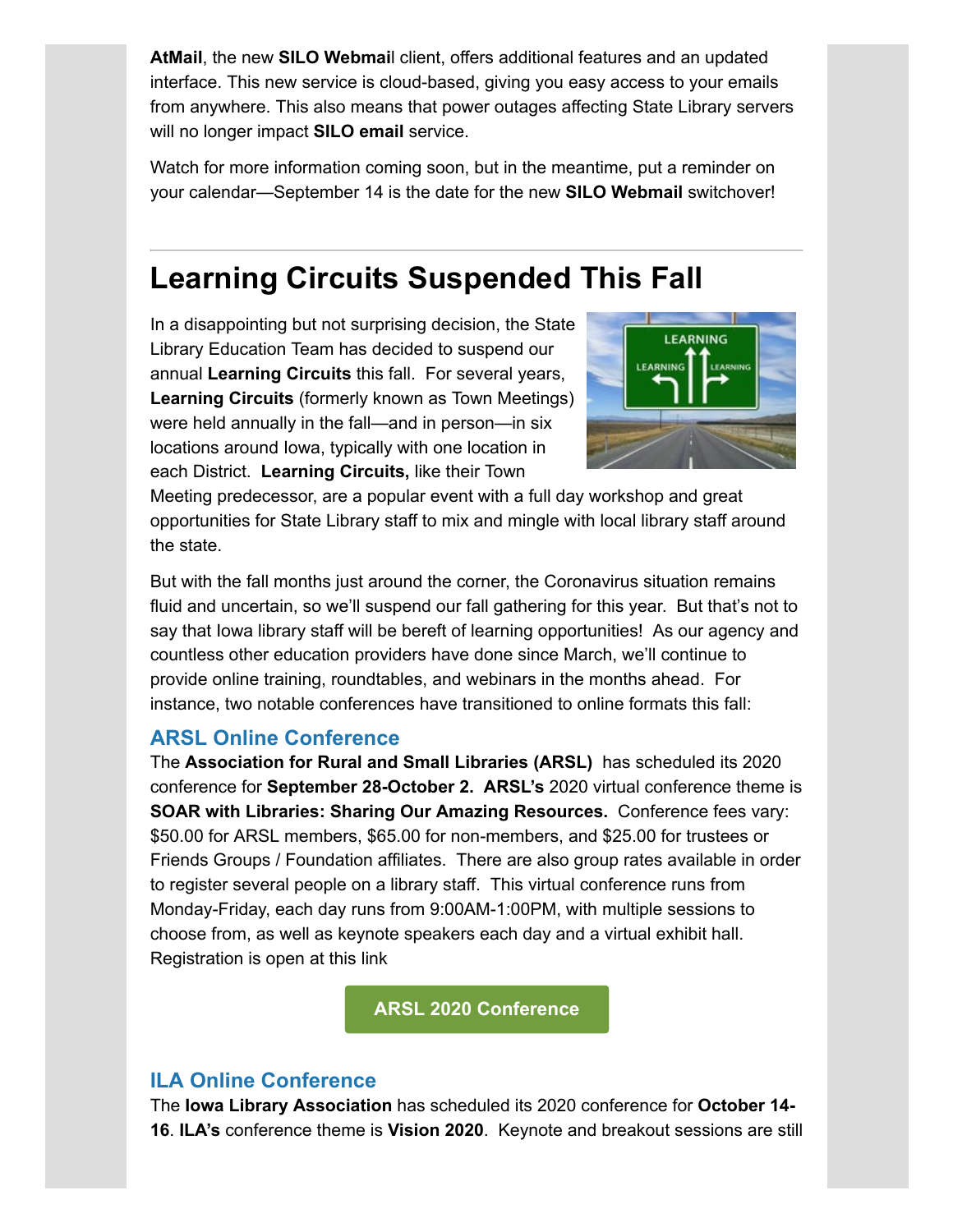**AtMail**, the new **SILO Webmai**l client, offers additional features and an updated interface. This new service is cloud-based, giving you easy access to your emails from anywhere. This also means that power outages affecting State Library servers will no longer impact **SILO email** service.

Watch for more information coming soon, but in the meantime, put a reminder on your calendar—September 14 is the date for the new **SILO Webmail** switchover!

---

# Learning Circuits Suspended This Fall

In a disappointing but not surprising decision, the State Library Education Team has decided to suspend our annual **Learning Circuits** this fall. For several years, **Learning Circuits** (formerly known as Town Meetings) were held annually in the fall—and in person—in six locations around Iowa, typically with one location in each District. **Learning Circuits,** like their Town Meeting predecessor, are a popular event with a full day workshop and great opportunities for State Library staff to mix and mingle with local library staff around the state.

But with the fall months just around the corner, the Coronavirus situation remains fluid and uncertain, so we'll suspend our fall gathering for this year. But that's not to say that Iowa library staff will be bereft of learning opportunities! As our agency and countless other education providers have done since March, we'll continue to provide online training, roundtables, and webinars in the months ahead. For instance, two notable conferences have transitioned to online formats this fall:

### ARSL Online Conference

The **Association for Rural and Small Libraries (ARSL)** has scheduled its 2020 conference for **September 28-October 2. ARSL's** 2020 virtual conference theme is **SOAR with Libraries: Sharing Our Amazing Resources.** Conference fees vary: $50.00 for ARSL members, $65.00 for non-members, and $25.00 for trustees or Friends Groups / Foundation affiliates. There are also group rates available in order to register several people on a library staff. This virtual conference runs from Monday-Friday, each day runs from 9:00AM-1:00PM, with multiple sessions to choose from, as well as keynote speakers each day and a virtual exhibit hall. Registration is open at this link

**ARSL 2020 Conference**

### ILA Online Conference

The **Iowa Library Association** has scheduled its 2020 conference for **October 14-16**. **ILA's** conference theme is **Vision 2020**. Keynote and breakout sessions are still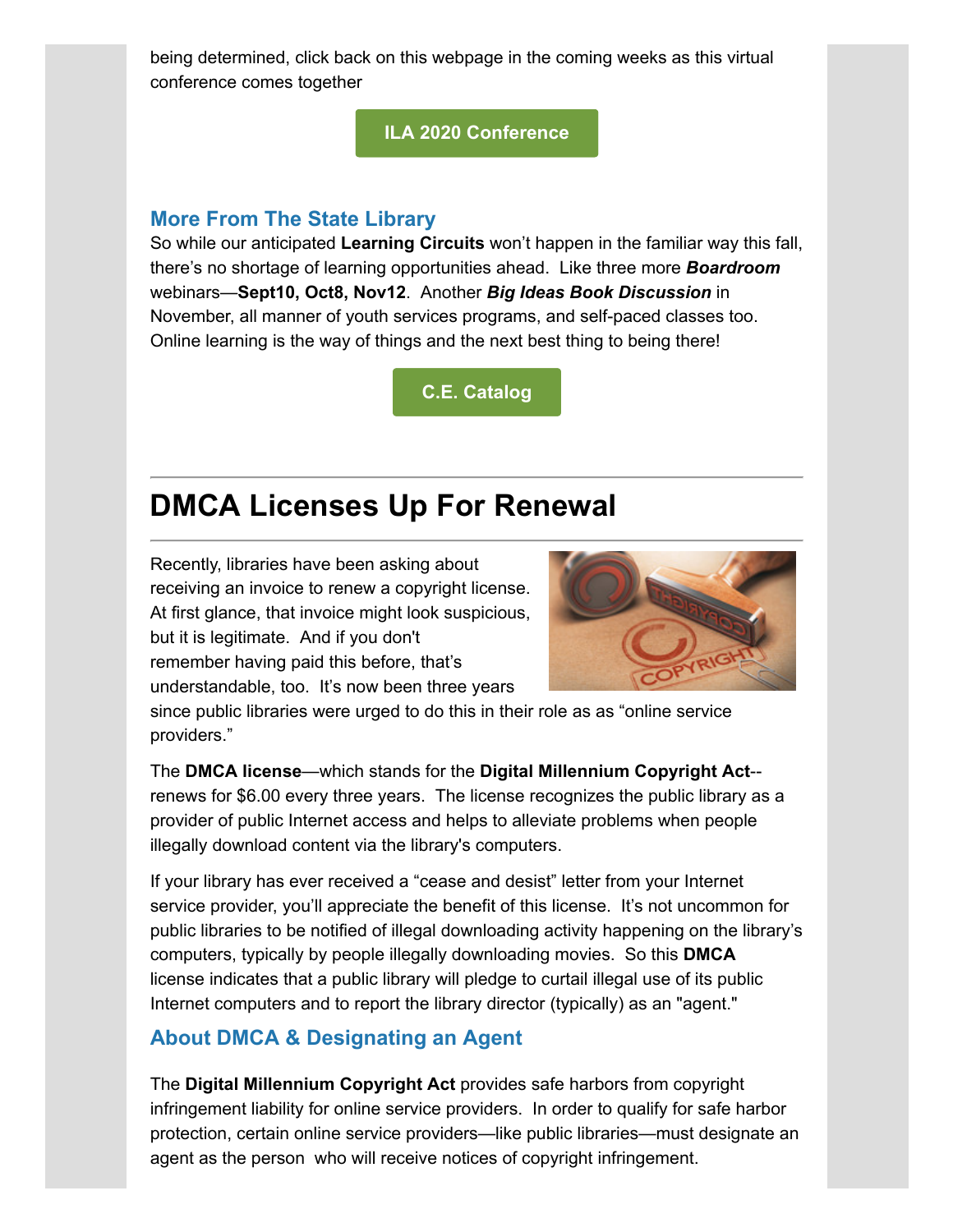being determined, click back on this webpage in the coming weeks as this virtual conference comes together

**ILA 2020 Conference**

### More From The State Library

So while our anticipated **Learning Circuits** won't happen in the familiar way this fall, there's no shortage of learning opportunities ahead. Like three more ***Boardroom*** webinars—**Sept10, Oct8, Nov12**. Another ***Big Ideas Book Discussion*** in November, all manner of youth services programs, and self-paced classes too. Online learning is the way of things and the next best thing to being there!

**C.E. Catalog**

## DMCA Licenses Up For Renewal

Recently, libraries have been asking about receiving an invoice to renew a copyright license. At first glance, that invoice might look suspicious, but it is legitimate. And if you don't remember having paid this before, that's understandable, too. It's now been three years since public libraries were urged to do this in their role as as "online service providers."

The **DMCA license**—which stands for the **Digital Millennium Copyright Act**--renews for $6.00 every three years. The license recognizes the public library as a provider of public Internet access and helps to alleviate problems when people illegally download content via the library's computers.

If your library has ever received a "cease and desist" letter from your Internet service provider, you'll appreciate the benefit of this license. It's not uncommon for public libraries to be notified of illegal downloading activity happening on the library's computers, typically by people illegally downloading movies. So this **DMCA** license indicates that a public library will pledge to curtail illegal use of its public Internet computers and to report the library director (typically) as an "agent."

### About DMCA & Designating an Agent

The **Digital Millennium Copyright Act** provides safe harbors from copyright infringement liability for online service providers. In order to qualify for safe harbor protection, certain online service providers—like public libraries—must designate an agent as the person who will receive notices of copyright infringement.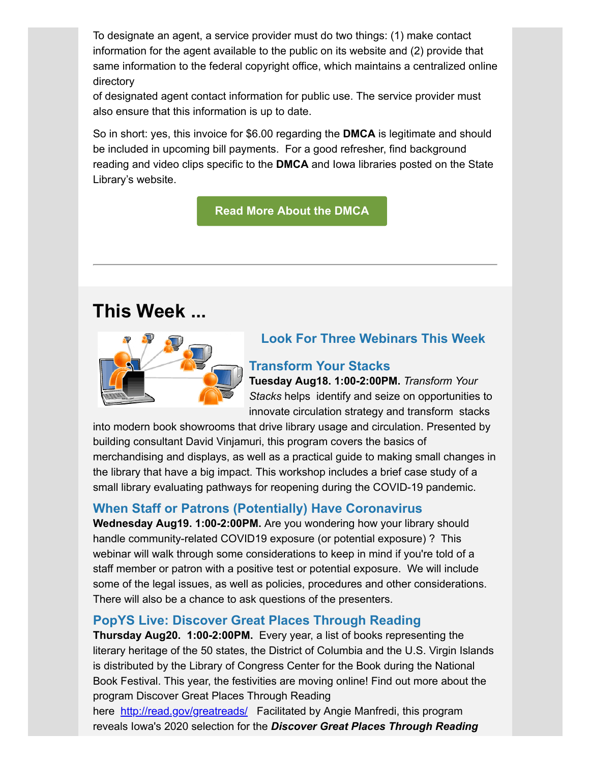To designate an agent, a service provider must do two things: (1) make contact information for the agent available to the public on its website and (2) provide that same information to the federal copyright office, which maintains a centralized online directory
of designated agent contact information for public use. The service provider must also ensure that this information is up to date.

So in short: yes, this invoice for $6.00 regarding the **DMCA** is legitimate and should be included in upcoming bill payments. For a good refresher, find background reading and video clips specific to the **DMCA** and Iowa libraries posted on the State Library's website.

**Read More About the DMCA**

---

# This Week ...

### Look For Three Webinars This Week

### Transform Your Stacks

**Tuesday Aug18. 1:00-2:00PM.** *Transform Your Stacks* helps identify and seize on opportunities to innovate circulation strategy and transform stacks into modern book showrooms that drive library usage and circulation. Presented by building consultant David Vinjamuri, this program covers the basics of merchandising and displays, as well as a practical guide to making small changes in the library that have a big impact. This workshop includes a brief case study of a small library evaluating pathways for reopening during the COVID-19 pandemic.

### When Staff or Patrons (Potentially) Have Coronavirus

**Wednesday Aug19. 1:00-2:00PM.** Are you wondering how your library should handle community-related COVID19 exposure (or potential exposure) ? This webinar will walk through some considerations to keep in mind if you're told of a staff member or patron with a positive test or potential exposure. We will include some of the legal issues, as well as policies, procedures and other considerations. There will also be a chance to ask questions of the presenters.

### PopYS Live: Discover Great Places Through Reading

**Thursday Aug20. 1:00-2:00PM.** Every year, a list of books representing the literary heritage of the 50 states, the District of Columbia and the U.S. Virgin Islands is distributed by the Library of Congress Center for the Book during the National Book Festival. This year, the festivities are moving online! Find out more about the program Discover Great Places Through Reading here http://read.gov/greatreads/ Facilitated by Angie Manfredi, this program reveals Iowa's 2020 selection for the ***Discover Great Places Through Reading***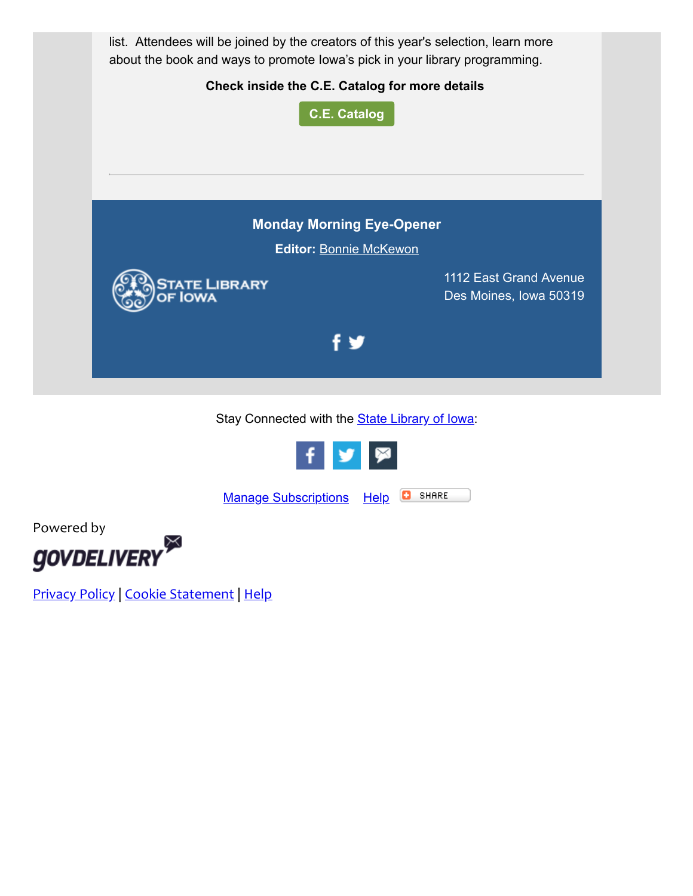list. Attendees will be joined by the creators of this year's selection, learn more about the book and ways to promote Iowa's pick in your library programming.

**Check inside the C.E. Catalog for more details**

C.E. Catalog

---

**Monday Morning Eye-Opener**

**Editor:** Bonnie McKewon

STATE LIBRARY OF IOWA

1112 East Grand Avenue
Des Moines, Iowa 50319

Stay Connected with the State Library of Iowa:

Manage Subscriptions Help SHARE

Powered by
GOVDELIVERY

Privacy Policy | Cookie Statement | Help